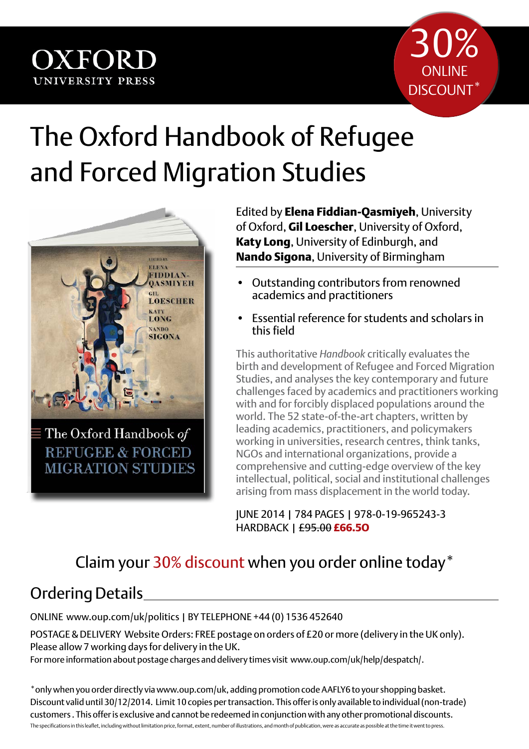OXFORD
UNIVERSITY PRESS

30% ONLINE DISCOUNT*

# The Oxford Handbook of Refugee and Forced Migration Studies

Edited by **Elena Fiddian-Qasmiyeh**, University of Oxford, **Gil Loescher**, University of Oxford, **Katy Long**, University of Edinburgh, and **Nando Sigona**, University of Birmingham

- Outstanding contributors from renowned academics and practitioners
- Essential reference for students and scholars in this field

This authoritative *Handbook* critically evaluates the birth and development of Refugee and Forced Migration Studies, and analyses the key contemporary and future challenges faced by academics and practitioners working with and for forcibly displaced populations around the world. The 52 state-of-the-art chapters, written by leading academics, practitioners, and policymakers working in universities, research centres, think tanks, NGOs and international organizations, provide a comprehensive and cutting-edge overview of the key intellectual, political, social and institutional challenges arising from mass displacement in the world today.

JUNE 2014 | 784 PAGES | 978-0-19-965243-3
HARDBACK | ~~£95.00~~ **£66.50**

## Claim your 30% discount when you order online today*

## Ordering Details

ONLINE www.oup.com/uk/politics | BY TELEPHONE +44 (0) 1536 452640

POSTAGE & DELIVERY Website Orders: FREE postage on orders of £20 or more (delivery in the UK only). Please allow 7 working days for delivery in the UK.
For more information about postage charges and delivery times visit www.oup.com/uk/help/despatch/.

*only when you order directly via www.oup.com/uk, adding promotion code AAFLY6 to your shopping basket. Discount valid until 30/12/2014. Limit 10 copies per transaction. This offer is only available to individual (non-trade) customers . This offer is exclusive and cannot be redeemed in conjunction with any other promotional discounts.

The specifications in this leaflet, including without limitation price, format, extent, number of illustrations, and month of publication, were as accurate as possible at the time it went to press.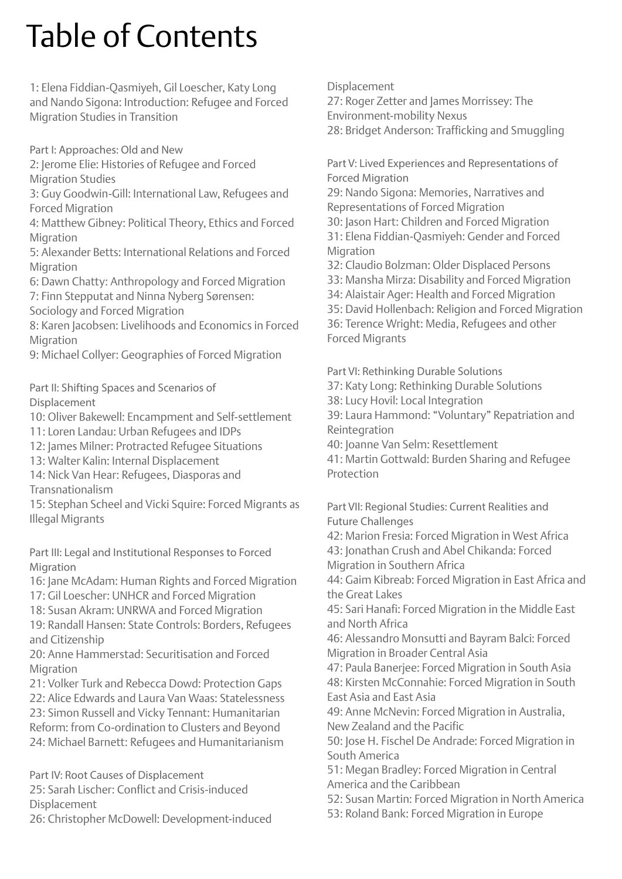# Table of Contents

1: Elena Fiddian-Qasmiyeh, Gil Loescher, Katy Long and Nando Sigona: Introduction: Refugee and Forced Migration Studies in Transition

Part I: Approaches: Old and New
2: Jerome Elie: Histories of Refugee and Forced Migration Studies
3: Guy Goodwin-Gill: International Law, Refugees and Forced Migration
4: Matthew Gibney: Political Theory, Ethics and Forced Migration
5: Alexander Betts: International Relations and Forced Migration
6: Dawn Chatty: Anthropology and Forced Migration
7: Finn Stepputat and Ninna Nyberg Sørensen: Sociology and Forced Migration
8: Karen Jacobsen: Livelihoods and Economics in Forced Migration
9: Michael Collyer: Geographies of Forced Migration

Part II: Shifting Spaces and Scenarios of Displacement
10: Oliver Bakewell: Encampment and Self-settlement
11: Loren Landau: Urban Refugees and IDPs
12: James Milner: Protracted Refugee Situations
13: Walter Kalin: Internal Displacement
14: Nick Van Hear: Refugees, Diasporas and Transnationalism
15: Stephan Scheel and Vicki Squire: Forced Migrants as Illegal Migrants

Part III: Legal and Institutional Responses to Forced Migration
16: Jane McAdam: Human Rights and Forced Migration
17: Gil Loescher: UNHCR and Forced Migration
18: Susan Akram: UNRWA and Forced Migration
19: Randall Hansen: State Controls: Borders, Refugees and Citizenship
20: Anne Hammerstad: Securitisation and Forced Migration
21: Volker Turk and Rebecca Dowd: Protection Gaps
22: Alice Edwards and Laura Van Waas: Statelessness
23: Simon Russell and Vicky Tennant: Humanitarian Reform: from Co-ordination to Clusters and Beyond
24: Michael Barnett: Refugees and Humanitarianism

Part IV: Root Causes of Displacement
25: Sarah Lischer: Conflict and Crisis-induced Displacement
26: Christopher McDowell: Development-induced Displacement
27: Roger Zetter and James Morrissey: The Environment-mobility Nexus
28: Bridget Anderson: Trafficking and Smuggling

Part V: Lived Experiences and Representations of Forced Migration
29: Nando Sigona: Memories, Narratives and Representations of Forced Migration
30: Jason Hart: Children and Forced Migration
31: Elena Fiddian-Qasmiyeh: Gender and Forced Migration
32: Claudio Bolzman: Older Displaced Persons
33: Mansha Mirza: Disability and Forced Migration
34: Alaistair Ager: Health and Forced Migration
35: David Hollenbach: Religion and Forced Migration
36: Terence Wright: Media, Refugees and other Forced Migrants

Part VI: Rethinking Durable Solutions
37: Katy Long: Rethinking Durable Solutions
38: Lucy Hovil: Local Integration
39: Laura Hammond: "Voluntary" Repatriation and Reintegration
40: Joanne Van Selm: Resettlement
41: Martin Gottwald: Burden Sharing and Refugee Protection

Part VII: Regional Studies: Current Realities and Future Challenges
42: Marion Fresia: Forced Migration in West Africa
43: Jonathan Crush and Abel Chikanda: Forced Migration in Southern Africa
44: Gaim Kibreab: Forced Migration in East Africa and the Great Lakes
45: Sari Hanafi: Forced Migration in the Middle East and North Africa
46: Alessandro Monsutti and Bayram Balci: Forced Migration in Broader Central Asia
47: Paula Banerjee: Forced Migration in South Asia
48: Kirsten McConnahie: Forced Migration in South East Asia and East Asia
49: Anne McNevin: Forced Migration in Australia, New Zealand and the Pacific
50: Jose H. Fischel De Andrade: Forced Migration in South America
51: Megan Bradley: Forced Migration in Central America and the Caribbean
52: Susan Martin: Forced Migration in North America
53: Roland Bank: Forced Migration in Europe